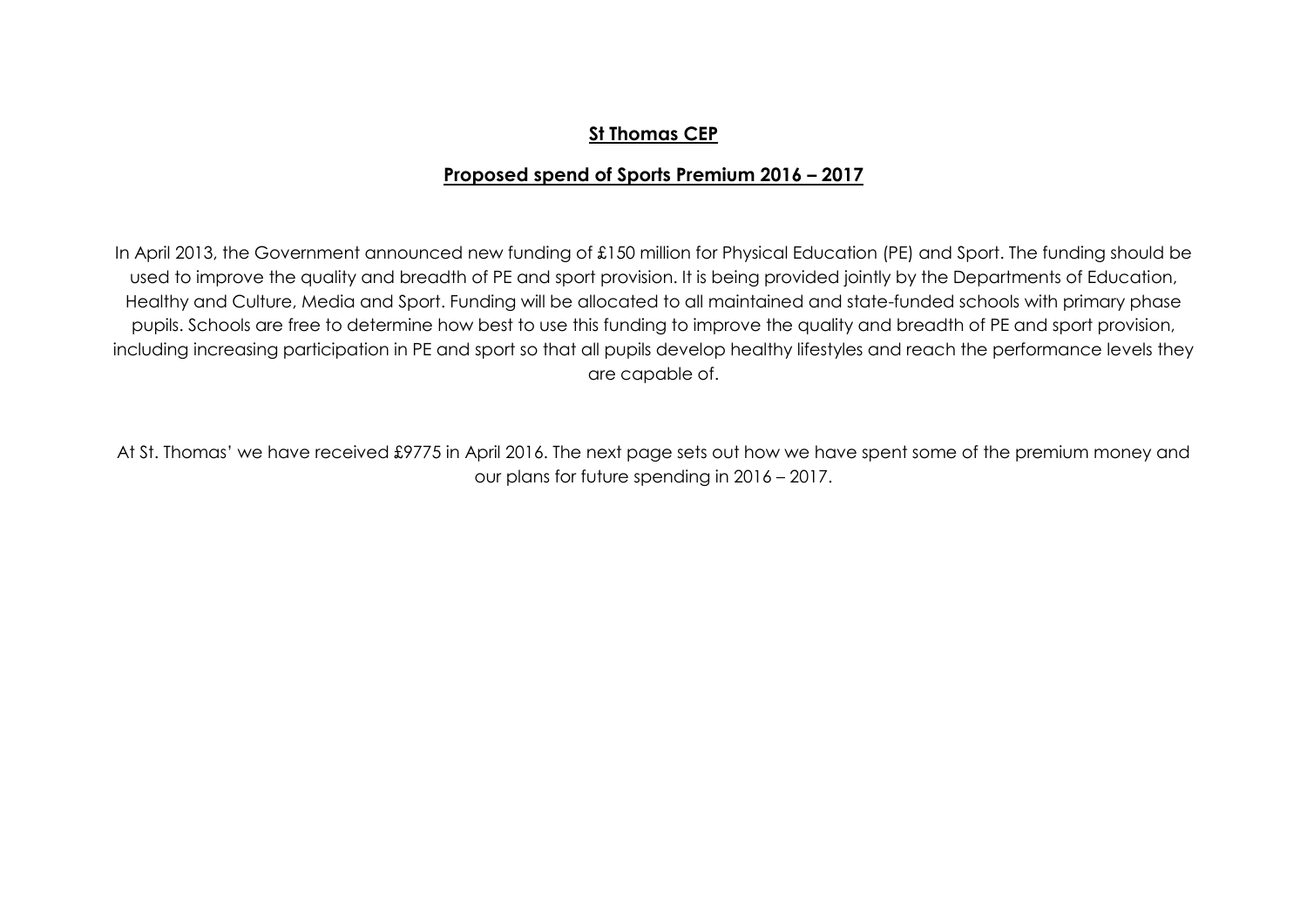# St Thomas CEP

## Proposed spend of Sports Premium 2016 – 2017

In April 2013, the Government announced new funding of £150 million for Physical Education (PE) and Sport. The funding should be used to improve the quality and breadth of PE and sport provision. It is being provided jointly by the Departments of Education, Healthy and Culture, Media and Sport. Funding will be allocated to all maintained and state-funded schools with primary phase pupils. Schools are free to determine how best to use this funding to improve the quality and breadth of PE and sport provision, including increasing participation in PE and sport so that all pupils develop healthy lifestyles and reach the performance levels they are capable of.

At St. Thomas' we have received £9775 in April 2016. The next page sets out how we have spent some of the premium money and our plans for future spending in 2016 – 2017.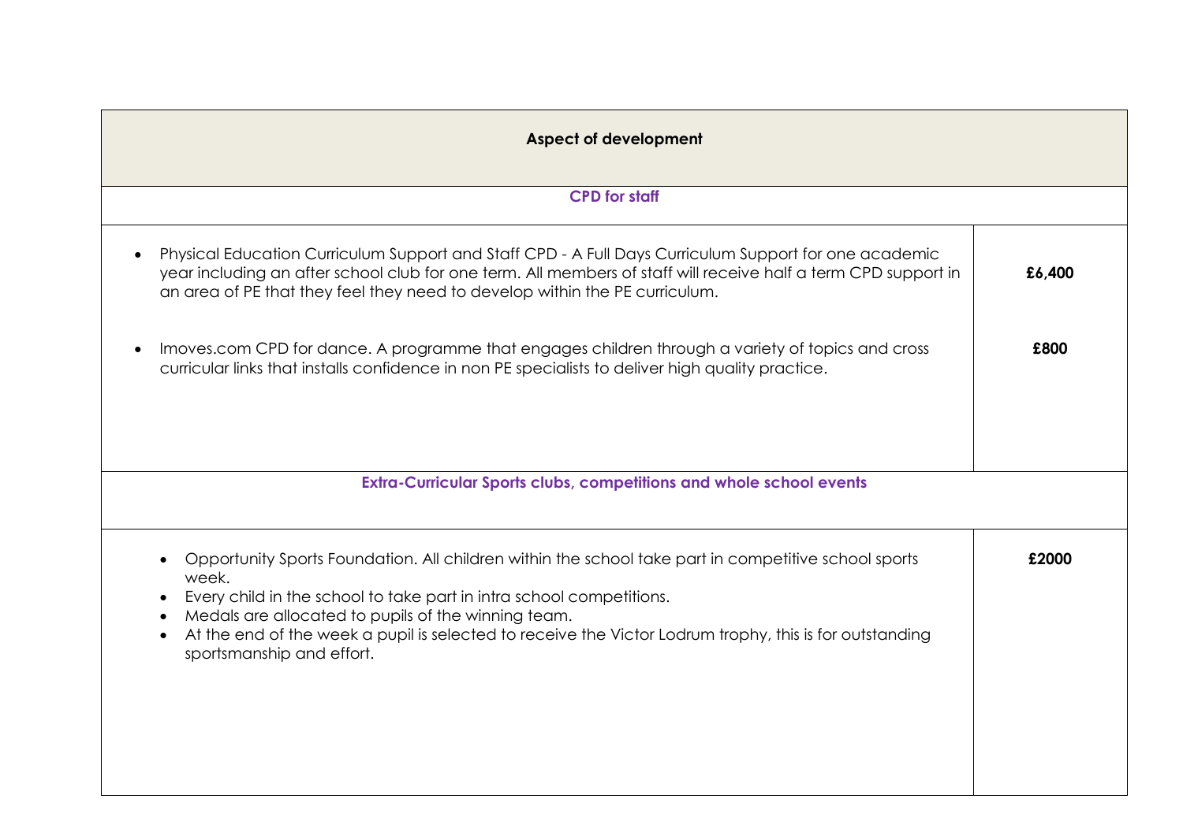| Aspect of development | |
|---|---|
| **CPD for staff** | |
| • Physical Education Curriculum Support and Staff CPD - A Full Days Curriculum Support for one academic year including an after school club for one term. All members of staff will receive half a term CPD support in an area of PE that they feel they need to develop within the PE curriculum.<br><br>• Imoves.com CPD for dance. A programme that engages children through a variety of topics and cross curricular links that installs confidence in non PE specialists to deliver high quality practice. | **£6,400**<br><br>**£800** |
| **Extra-Curricular Sports clubs, competitions and whole school events** | |
| • Opportunity Sports Foundation. All children within the school take part in competitive school sports week.<br>• Every child in the school to take part in intra school competitions.<br>• Medals are allocated to pupils of the winning team.<br>• At the end of the week a pupil is selected to receive the Victor Lodrum trophy, this is for outstanding sportsmanship and effort. | **£2000** |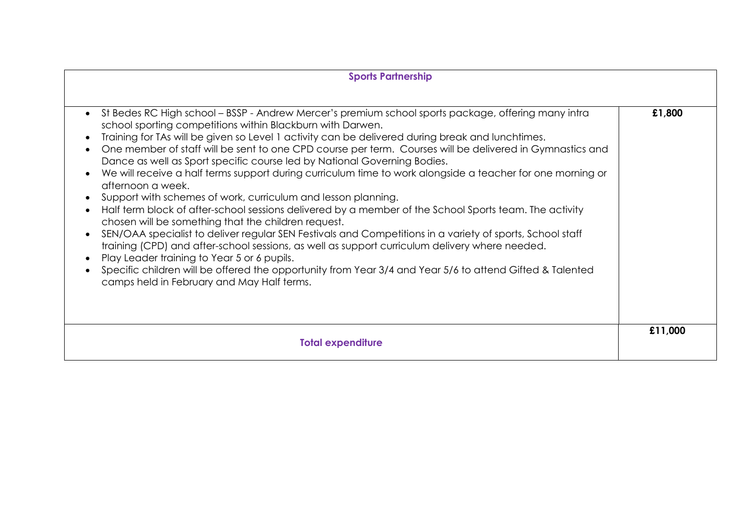| Sports Partnership | |
|---|---|
| • St Bedes RC High school – BSSP - Andrew Mercer's premium school sports package, offering many intra school sporting competitions within Blackburn with Darwen.<br>• Training for TAs will be given so Level 1 activity can be delivered during break and lunchtimes.<br>• One member of staff will be sent to one CPD course per term. Courses will be delivered in Gymnastics and Dance as well as Sport specific course led by National Governing Bodies.<br>• We will receive a half terms support during curriculum time to work alongside a teacher for one morning or afternoon a week.<br>• Support with schemes of work, curriculum and lesson planning.<br>• Half term block of after-school sessions delivered by a member of the School Sports team. The activity chosen will be something that the children request.<br>• SEN/OAA specialist to deliver regular SEN Festivals and Competitions in a variety of sports, School staff training (CPD) and after-school sessions, as well as support curriculum delivery where needed.<br>• Play Leader training to Year 5 or 6 pupils.<br>• Specific children will be offered the opportunity from Year 3/4 and Year 5/6 to attend Gifted & Talented camps held in February and May Half terms. | **£1,800** |
| **Total expenditure** | **£11,000** |